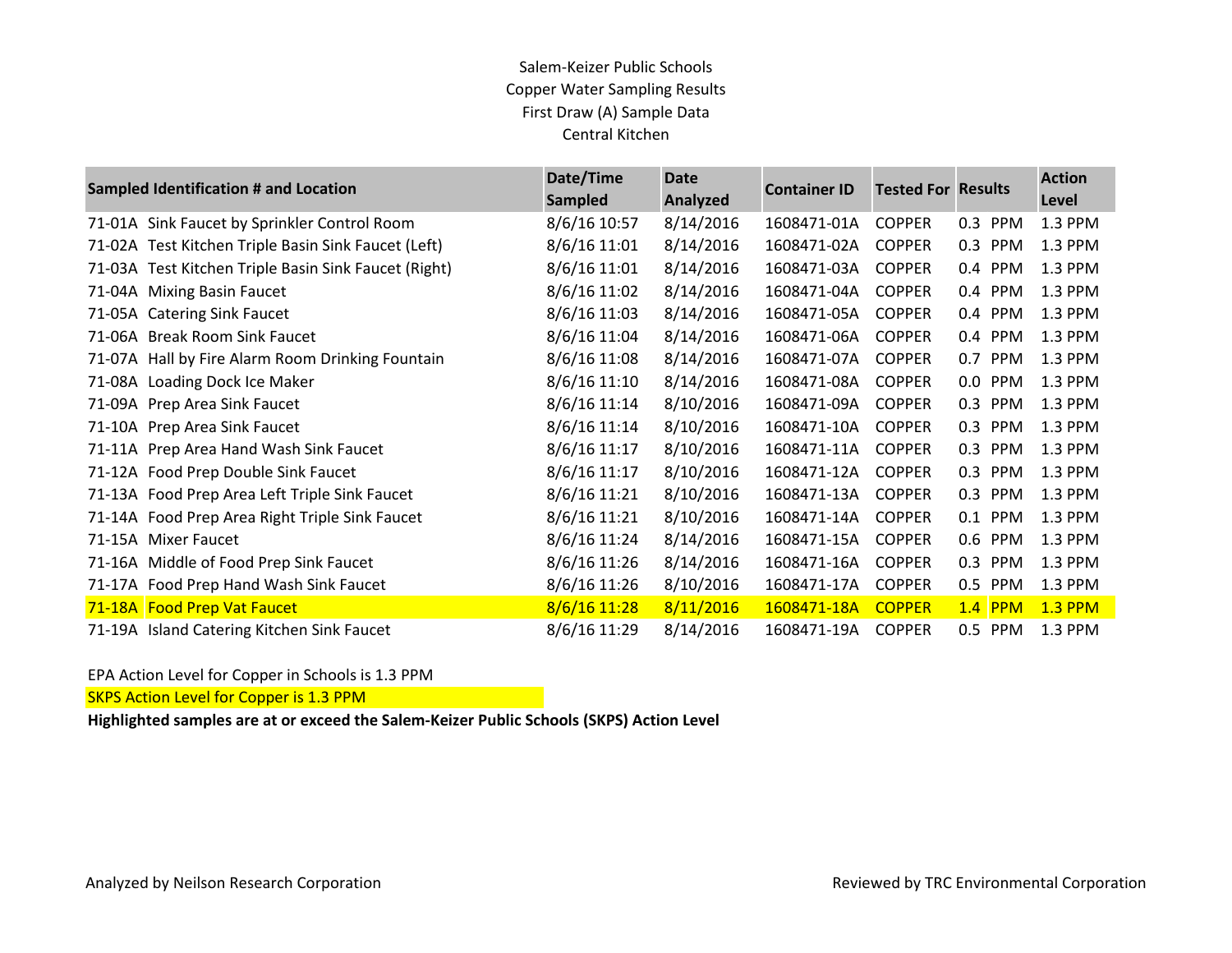# Salem-Keizer Public Schools
## Copper Water Sampling Results
### First Draw (A) Sample Data
### Central Kitchen

| Sampled Identification # and Location | Date/Time Sampled | Date Analyzed | Container ID | Tested For | Results | Action Level |
|---|---|---|---|---|---|---|
| 71-01A Sink Faucet by Sprinkler Control Room | 8/6/16 10:57 | 8/14/2016 | 1608471-01A | COPPER | 0.3 PPM | 1.3 PPM |
| 71-02A Test Kitchen Triple Basin Sink Faucet (Left) | 8/6/16 11:01 | 8/14/2016 | 1608471-02A | COPPER | 0.3 PPM | 1.3 PPM |
| 71-03A Test Kitchen Triple Basin Sink Faucet (Right) | 8/6/16 11:01 | 8/14/2016 | 1608471-03A | COPPER | 0.4 PPM | 1.3 PPM |
| 71-04A Mixing Basin Faucet | 8/6/16 11:02 | 8/14/2016 | 1608471-04A | COPPER | 0.4 PPM | 1.3 PPM |
| 71-05A Catering Sink Faucet | 8/6/16 11:03 | 8/14/2016 | 1608471-05A | COPPER | 0.4 PPM | 1.3 PPM |
| 71-06A Break Room Sink Faucet | 8/6/16 11:04 | 8/14/2016 | 1608471-06A | COPPER | 0.4 PPM | 1.3 PPM |
| 71-07A Hall by Fire Alarm Room Drinking Fountain | 8/6/16 11:08 | 8/14/2016 | 1608471-07A | COPPER | 0.7 PPM | 1.3 PPM |
| 71-08A Loading Dock Ice Maker | 8/6/16 11:10 | 8/14/2016 | 1608471-08A | COPPER | 0.0 PPM | 1.3 PPM |
| 71-09A Prep Area Sink Faucet | 8/6/16 11:14 | 8/10/2016 | 1608471-09A | COPPER | 0.3 PPM | 1.3 PPM |
| 71-10A Prep Area Sink Faucet | 8/6/16 11:14 | 8/10/2016 | 1608471-10A | COPPER | 0.3 PPM | 1.3 PPM |
| 71-11A Prep Area Hand Wash Sink Faucet | 8/6/16 11:17 | 8/10/2016 | 1608471-11A | COPPER | 0.3 PPM | 1.3 PPM |
| 71-12A Food Prep Double Sink Faucet | 8/6/16 11:17 | 8/10/2016 | 1608471-12A | COPPER | 0.3 PPM | 1.3 PPM |
| 71-13A Food Prep Area Left Triple Sink Faucet | 8/6/16 11:21 | 8/10/2016 | 1608471-13A | COPPER | 0.3 PPM | 1.3 PPM |
| 71-14A Food Prep Area Right Triple Sink Faucet | 8/6/16 11:21 | 8/10/2016 | 1608471-14A | COPPER | 0.1 PPM | 1.3 PPM |
| 71-15A Mixer Faucet | 8/6/16 11:24 | 8/14/2016 | 1608471-15A | COPPER | 0.6 PPM | 1.3 PPM |
| 71-16A Middle of Food Prep Sink Faucet | 8/6/16 11:26 | 8/14/2016 | 1608471-16A | COPPER | 0.3 PPM | 1.3 PPM |
| 71-17A Food Prep Hand Wash Sink Faucet | 8/6/16 11:26 | 8/10/2016 | 1608471-17A | COPPER | 0.5 PPM | 1.3 PPM |
| 71-18A Food Prep Vat Faucet | 8/6/16 11:28 | 8/11/2016 | 1608471-18A | COPPER | 1.4 PPM | 1.3 PPM |
| 71-19A Island Catering Kitchen Sink Faucet | 8/6/16 11:29 | 8/14/2016 | 1608471-19A | COPPER | 0.5 PPM | 1.3 PPM |

EPA Action Level for Copper in Schools is 1.3 PPM

SKPS Action Level for Copper is 1.3 PPM

**Highlighted samples are at or exceed the Salem-Keizer Public Schools (SKPS) Action Level**

Analyzed by Neilson Research Corporation

Reviewed by TRC Environmental Corporation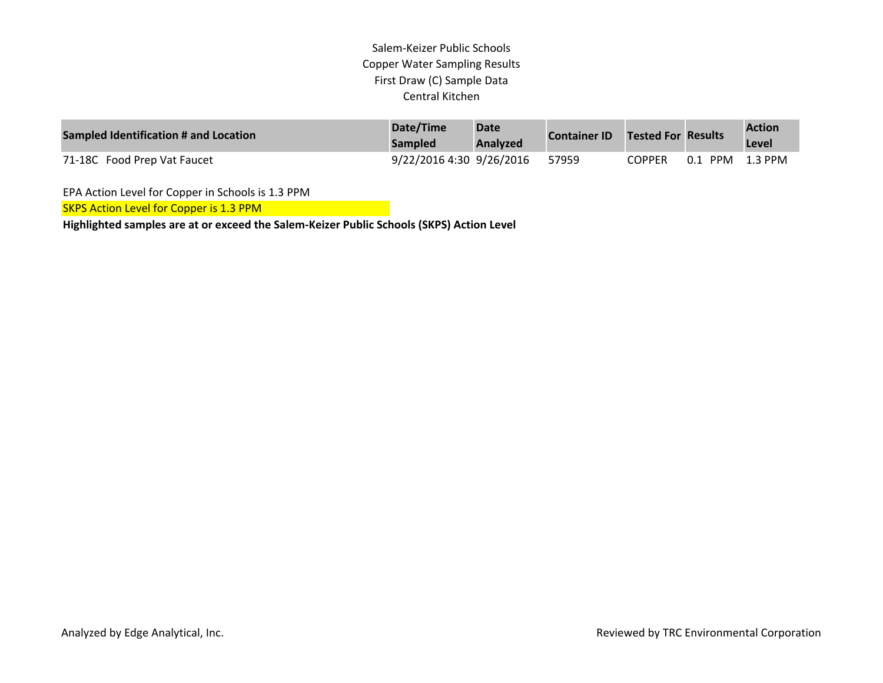Salem-Keizer Public Schools
Copper Water Sampling Results
First Draw (C) Sample Data
Central Kitchen

| Sampled Identification # and Location | Date/Time Sampled | Date Analyzed | Container ID | Tested For | Results | Action Level |
|---|---|---|---|---|---|---|
| 71-18C Food Prep Vat Faucet | 9/22/2016 4:30 | 9/26/2016 | 57959 | COPPER | 0.1 PPM | 1.3 PPM |

EPA Action Level for Copper in Schools is 1.3 PPM

SKPS Action Level for Copper is 1.3 PPM

**Highlighted samples are at or exceed the Salem-Keizer Public Schools (SKPS) Action Level**

Analyzed by Edge Analytical, Inc.

Reviewed by TRC Environmental Corporation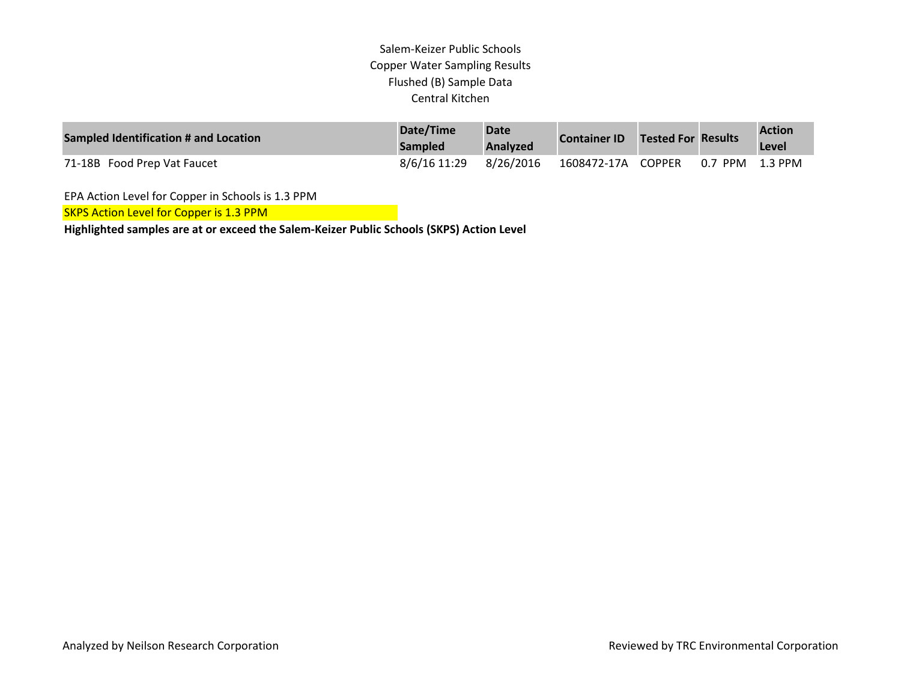# Salem-Keizer Public Schools
## Copper Water Sampling Results
### Flushed (B) Sample Data
### Central Kitchen

| Sampled Identification # and Location | Date/Time Sampled | Date Analyzed | Container ID | Tested For | Results | Action Level |
|---|---|---|---|---|---|---|
| 71-18B Food Prep Vat Faucet | 8/6/16 11:29 | 8/26/2016 | 1608472-17A | COPPER | 0.7 PPM | 1.3 PPM |

EPA Action Level for Copper in Schools is 1.3 PPM

SKPS Action Level for Copper is 1.3 PPM

**Highlighted samples are at or exceed the Salem-Keizer Public Schools (SKPS) Action Level**

Analyzed by Neilson Research Corporation

Reviewed by TRC Environmental Corporation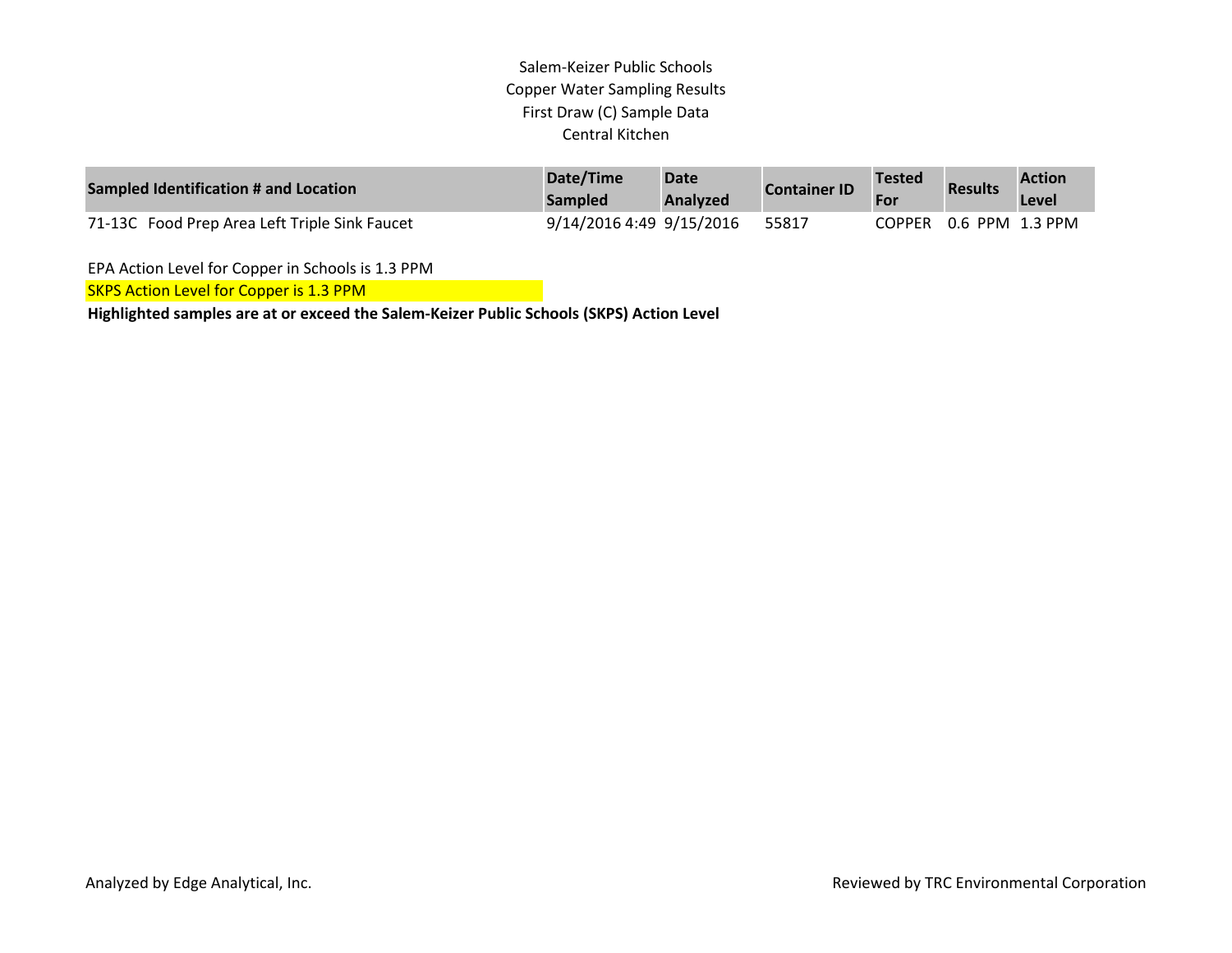Salem-Keizer Public Schools
Copper Water Sampling Results
First Draw (C) Sample Data
Central Kitchen

| Sampled Identification # and Location | Date/Time Sampled | Date Analyzed | Container ID | Tested For | Results | Action Level |
|---|---|---|---|---|---|---|
| 71-13C Food Prep Area Left Triple Sink Faucet | 9/14/2016 4:49 | 9/15/2016 | 55817 | COPPER | 0.6 PPM | 1.3 PPM |

EPA Action Level for Copper in Schools is 1.3 PPM

SKPS Action Level for Copper is 1.3 PPM

**Highlighted samples are at or exceed the Salem-Keizer Public Schools (SKPS) Action Level**

Analyzed by Edge Analytical, Inc.

Reviewed by TRC Environmental Corporation